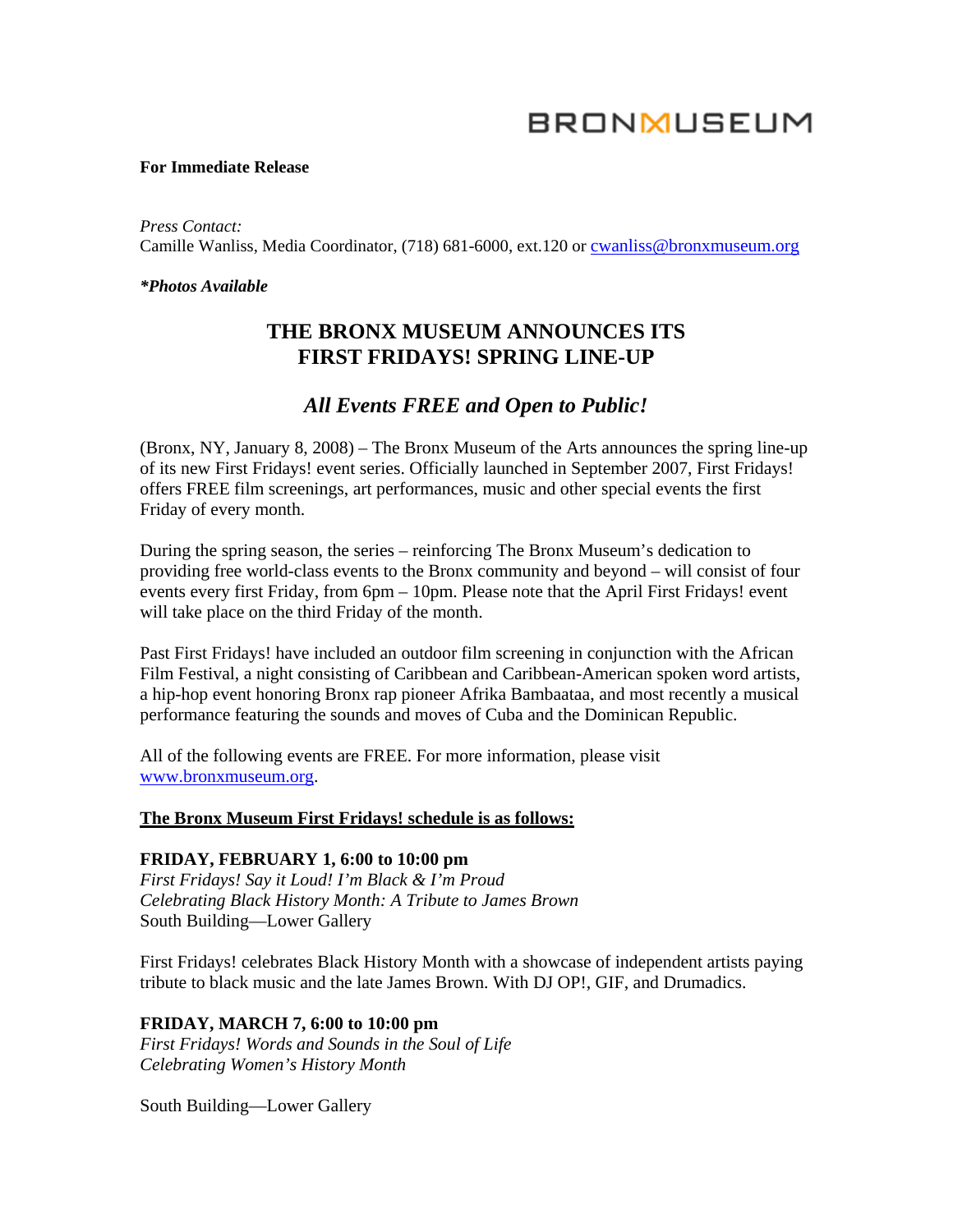BRONXMUSEUM

**For Immediate Release**

*Press Contact:*
Camille Wanliss, Media Coordinator, (718) 681-6000, ext.120 or cwanliss@bronxmuseum.org

***Photos Available***

# THE BRONX MUSEUM ANNOUNCES ITS FIRST FRIDAYS! SPRING LINE-UP

## *All Events FREE and Open to Public!*

(Bronx, NY, January 8, 2008) – The Bronx Museum of the Arts announces the spring line-up of its new First Fridays! event series. Officially launched in September 2007, First Fridays! offers FREE film screenings, art performances, music and other special events the first Friday of every month.

During the spring season, the series – reinforcing The Bronx Museum's dedication to providing free world-class events to the Bronx community and beyond – will consist of four events every first Friday, from 6pm – 10pm. Please note that the April First Fridays! event will take place on the third Friday of the month.

Past First Fridays! have included an outdoor film screening in conjunction with the African Film Festival, a night consisting of Caribbean and Caribbean-American spoken word artists, a hip-hop event honoring Bronx rap pioneer Afrika Bambaataa, and most recently a musical performance featuring the sounds and moves of Cuba and the Dominican Republic.

All of the following events are FREE. For more information, please visit www.bronxmuseum.org.

**The Bronx Museum First Fridays! schedule is as follows:**

**FRIDAY, FEBRUARY 1, 6:00 to 10:00 pm**
*First Fridays! Say it Loud! I'm Black & I'm Proud*
*Celebrating Black History Month: A Tribute to James Brown*
South Building—Lower Gallery

First Fridays! celebrates Black History Month with a showcase of independent artists paying tribute to black music and the late James Brown. With DJ OP!, GIF, and Drumadics.

**FRIDAY, MARCH 7, 6:00 to 10:00 pm**
*First Fridays! Words and Sounds in the Soul of Life*
*Celebrating Women's History Month*

South Building—Lower Gallery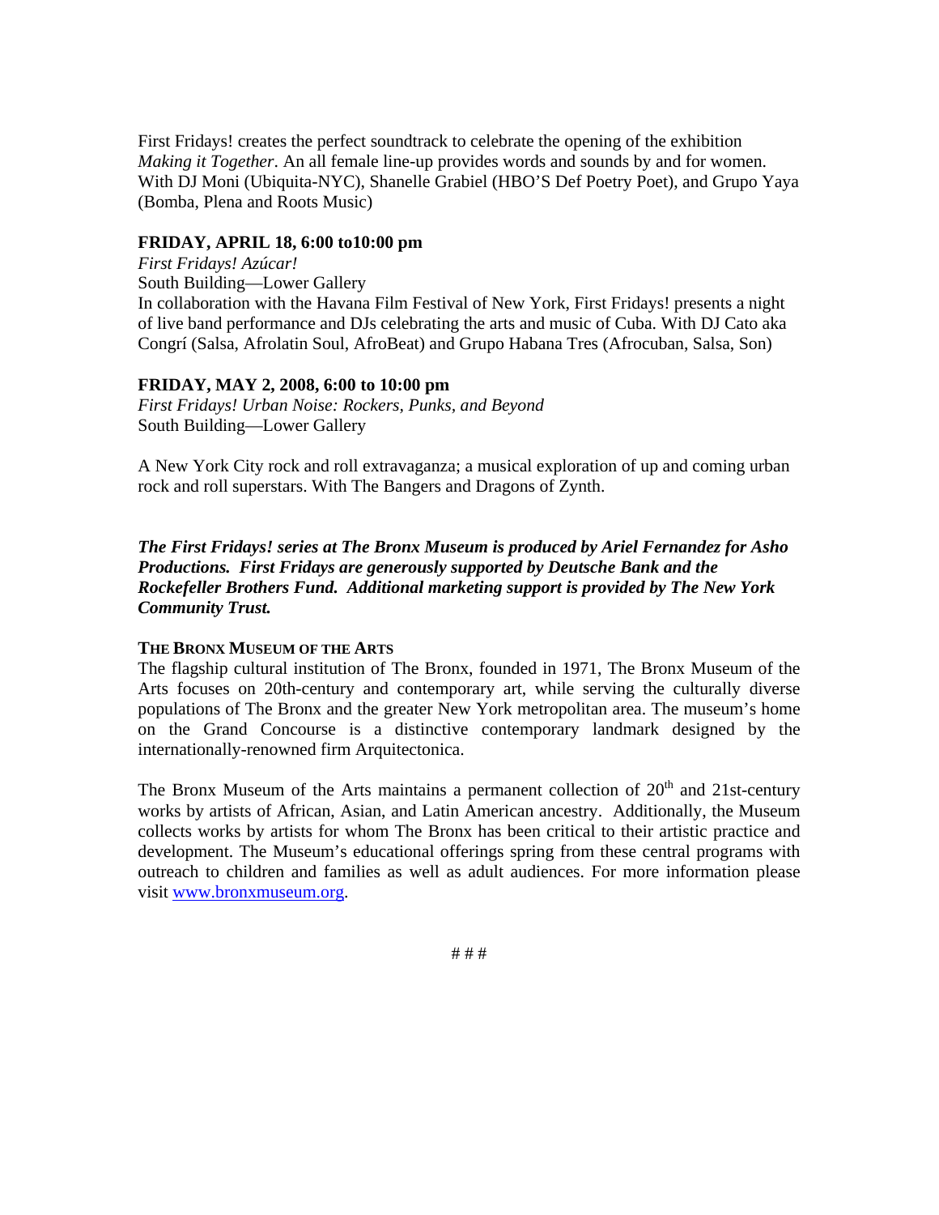First Fridays! creates the perfect soundtrack to celebrate the opening of the exhibition *Making it Together*. An all female line-up provides words and sounds by and for women. With DJ Moni (Ubiquita-NYC), Shanelle Grabiel (HBO'S Def Poetry Poet), and Grupo Yaya (Bomba, Plena and Roots Music)

**FRIDAY, APRIL 18, 6:00 to10:00 pm**

*First Fridays! Azúcar!*
South Building—Lower Gallery
In collaboration with the Havana Film Festival of New York, First Fridays! presents a night of live band performance and DJs celebrating the arts and music of Cuba. With DJ Cato aka Congrí (Salsa, Afrolatin Soul, AfroBeat) and Grupo Habana Tres (Afrocuban, Salsa, Son)

**FRIDAY, MAY 2, 2008, 6:00 to 10:00 pm**

*First Fridays! Urban Noise: Rockers, Punks, and Beyond*
South Building—Lower Gallery

A New York City rock and roll extravaganza; a musical exploration of up and coming urban rock and roll superstars. With The Bangers and Dragons of Zynth.

***The First Fridays! series at The Bronx Museum is produced by Ariel Fernandez for Asho Productions. First Fridays are generously supported by Deutsche Bank and the Rockefeller Brothers Fund. Additional marketing support is provided by The New York Community Trust.***

**THE BRONX MUSEUM OF THE ARTS**

The flagship cultural institution of The Bronx, founded in 1971, The Bronx Museum of the Arts focuses on 20th-century and contemporary art, while serving the culturally diverse populations of The Bronx and the greater New York metropolitan area. The museum's home on the Grand Concourse is a distinctive contemporary landmark designed by the internationally-renowned firm Arquitectonica.

The Bronx Museum of the Arts maintains a permanent collection of 20th and 21st-century works by artists of African, Asian, and Latin American ancestry. Additionally, the Museum collects works by artists for whom The Bronx has been critical to their artistic practice and development. The Museum's educational offerings spring from these central programs with outreach to children and families as well as adult audiences. For more information please visit www.bronxmuseum.org.

# # #